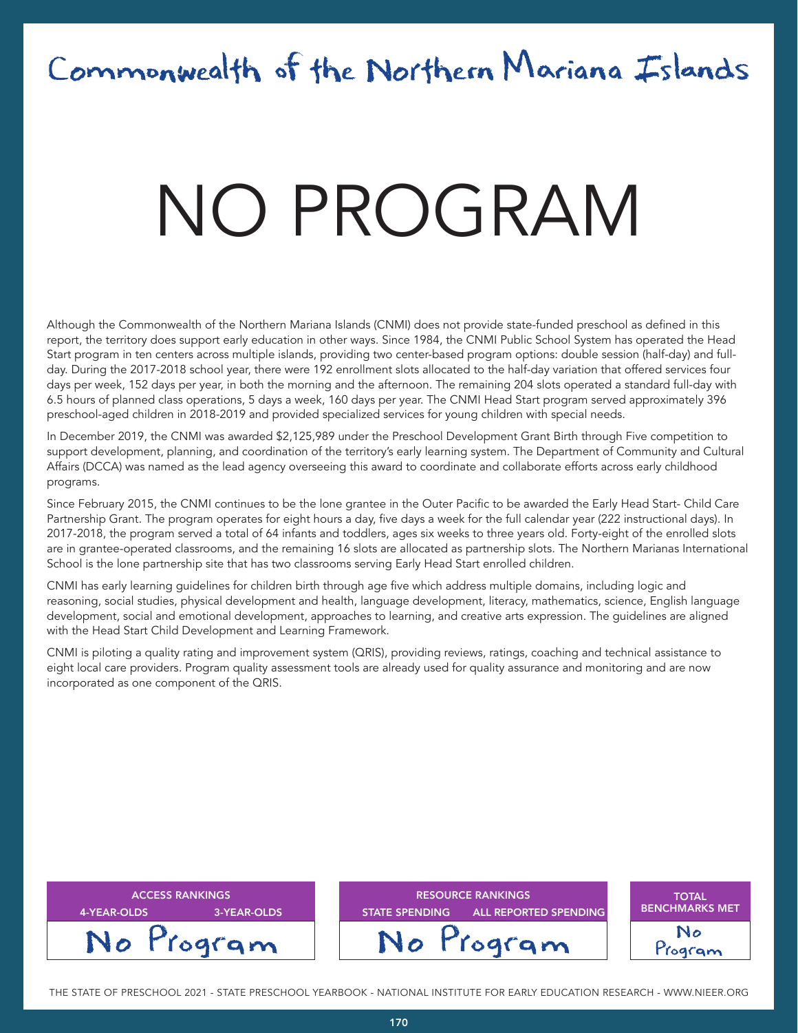# Commonwealth of the Northern Mariana Islands

# NO PROGRAM

Although the Commonwealth of the Northern Mariana Islands (CNMI) does not provide state-funded preschool as defined in this report, the territory does support early education in other ways. Since 1984, the CNMI Public School System has operated the Head Start program in ten centers across multiple islands, providing two center-based program options: double session (half-day) and full-day. During the 2017-2018 school year, there were 192 enrollment slots allocated to the half-day variation that offered services four days per week, 152 days per year, in both the morning and the afternoon. The remaining 204 slots operated a standard full-day with 6.5 hours of planned class operations, 5 days a week, 160 days per year. The CNMI Head Start program served approximately 396 preschool-aged children in 2018-2019 and provided specialized services for young children with special needs.

In December 2019, the CNMI was awarded $2,125,989 under the Preschool Development Grant Birth through Five competition to support development, planning, and coordination of the territory's early learning system. The Department of Community and Cultural Affairs (DCCA) was named as the lead agency overseeing this award to coordinate and collaborate efforts across early childhood programs.

Since February 2015, the CNMI continues to be the lone grantee in the Outer Pacific to be awarded the Early Head Start- Child Care Partnership Grant. The program operates for eight hours a day, five days a week for the full calendar year (222 instructional days). In 2017-2018, the program served a total of 64 infants and toddlers, ages six weeks to three years old. Forty-eight of the enrolled slots are in grantee-operated classrooms, and the remaining 16 slots are allocated as partnership slots. The Northern Marianas International School is the lone partnership site that has two classrooms serving Early Head Start enrolled children.

CNMI has early learning guidelines for children birth through age five which address multiple domains, including logic and reasoning, social studies, physical development and health, language development, literacy, mathematics, science, English language development, social and emotional development, approaches to learning, and creative arts expression. The guidelines are aligned with the Head Start Child Development and Learning Framework.

CNMI is piloting a quality rating and improvement system (QRIS), providing reviews, ratings, coaching and technical assistance to eight local care providers. Program quality assessment tools are already used for quality assurance and monitoring and are now incorporated as one component of the QRIS.

| ACCESS RANKINGS | | RESOURCE RANKINGS | | TOTAL BENCHMARKS MET |
|---|---|---|---|---|
| 4-YEAR-OLDS | 3-YEAR-OLDS | STATE SPENDING | ALL REPORTED SPENDING | |
| No Program | | No Program | | No Program |

THE STATE OF PRESCHOOL 2021 - STATE PRESCHOOL YEARBOOK - NATIONAL INSTITUTE FOR EARLY EDUCATION RESEARCH - WWW.NIEER.ORG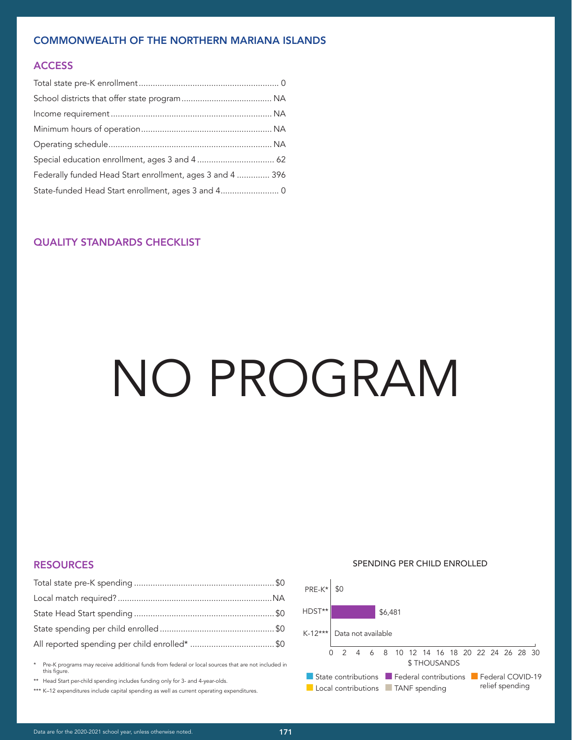## COMMONWEALTH OF THE NORTHERN MARIANA ISLANDS

### ACCESS

| | |
|---|---|
| Total state pre-K enrollment | 0 |
| School districts that offer state program | NA |
| Income requirement | NA |
| Minimum hours of operation | NA |
| Operating schedule | NA |
| Special education enrollment, ages 3 and 4 | 62 |
| Federally funded Head Start enrollment, ages 3 and 4 | 396 |
| State-funded Head Start enrollment, ages 3 and 4 | 0 |

### QUALITY STANDARDS CHECKLIST

# NO PROGRAM

### RESOURCES

| | |
|---|---|
| Total state pre-K spending | $0 |
| Local match required? | NA |
| State Head Start spending | $0 |
| State spending per child enrolled | $0 |
| All reported spending per child enrolled* | $0 |

\* Pre-K programs may receive additional funds from federal or local sources that are not included in this figure.

** Head Start per-child spending includes funding only for 3- and 4-year-olds.

*** K–12 expenditures include capital spending as well as current operating expenditures.

SPENDING PER CHILD ENROLLED

PRE-K* $0

HDST** $6,481

K-12*** Data not available

0 2 4 6 8 10 12 14 16 18 20 22 24 26 28 30

$ THOUSANDS

State contributions, Federal contributions, Federal COVID-19 relief spending, Local contributions, TANF spending

Data are for the 2020-2021 school year, unless otherwise noted.